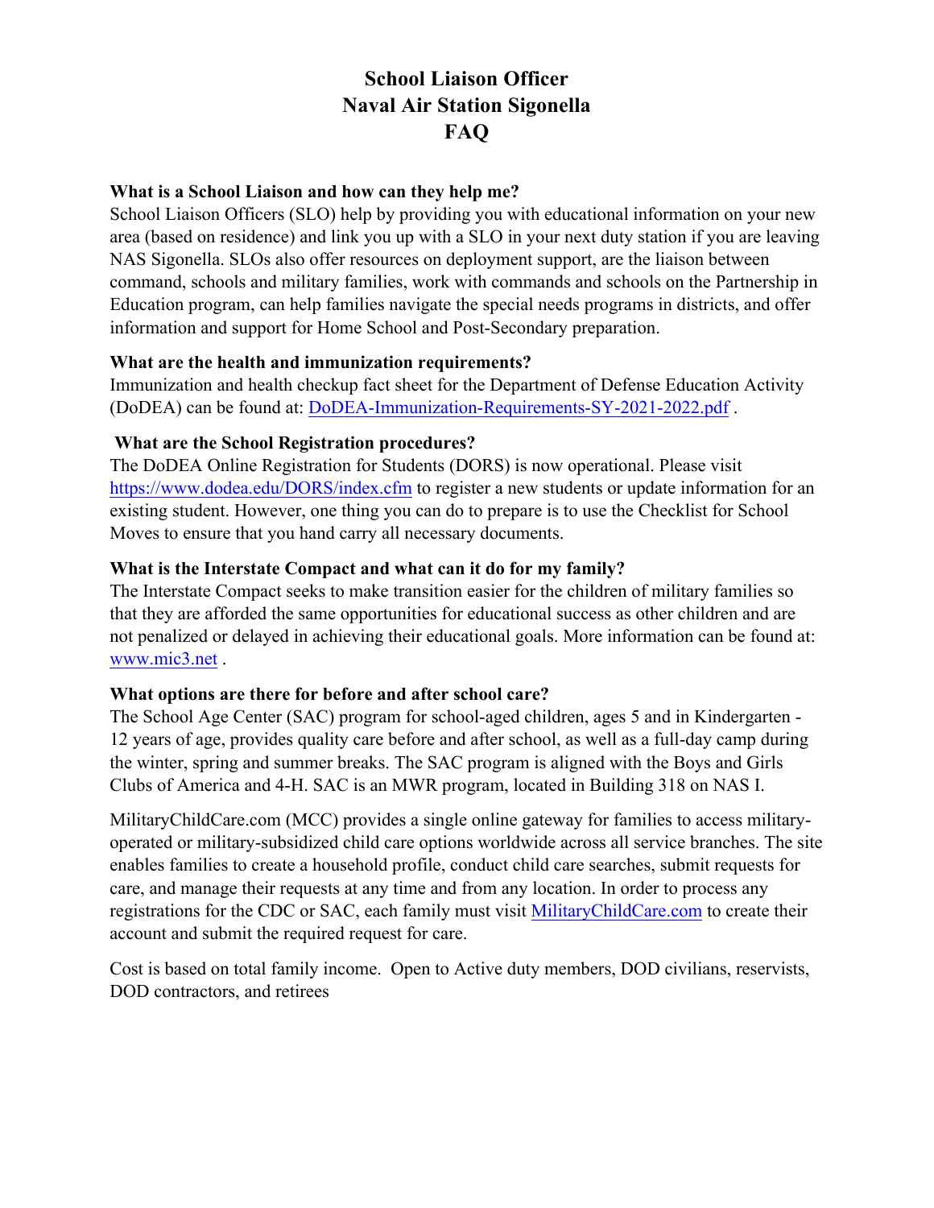# School Liaison Officer
# Naval Air Station Sigonella
# FAQ

**What is a School Liaison and how can they help me?**

School Liaison Officers (SLO) help by providing you with educational information on your new area (based on residence) and link you up with a SLO in your next duty station if you are leaving NAS Sigonella. SLOs also offer resources on deployment support, are the liaison between command, schools and military families, work with commands and schools on the Partnership in Education program, can help families navigate the special needs programs in districts, and offer information and support for Home School and Post-Secondary preparation.

**What are the health and immunization requirements?**

Immunization and health checkup fact sheet for the Department of Defense Education Activity (DoDEA) can be found at: DoDEA-Immunization-Requirements-SY-2021-2022.pdf .

**What are the School Registration procedures?**

The DoDEA Online Registration for Students (DORS) is now operational. Please visit https://www.dodea.edu/DORS/index.cfm to register a new students or update information for an existing student. However, one thing you can do to prepare is to use the Checklist for School Moves to ensure that you hand carry all necessary documents.

**What is the Interstate Compact and what can it do for my family?**

The Interstate Compact seeks to make transition easier for the children of military families so that they are afforded the same opportunities for educational success as other children and are not penalized or delayed in achieving their educational goals. More information can be found at: www.mic3.net .

**What options are there for before and after school care?**

The School Age Center (SAC) program for school-aged children, ages 5 and in Kindergarten - 12 years of age, provides quality care before and after school, as well as a full-day camp during the winter, spring and summer breaks. The SAC program is aligned with the Boys and Girls Clubs of America and 4-H. SAC is an MWR program, located in Building 318 on NAS I.

MilitaryChildCare.com (MCC) provides a single online gateway for families to access military-operated or military-subsidized child care options worldwide across all service branches. The site enables families to create a household profile, conduct child care searches, submit requests for care, and manage their requests at any time and from any location. In order to process any registrations for the CDC or SAC, each family must visit MilitaryChildCare.com to create their account and submit the required request for care.

Cost is based on total family income. Open to Active duty members, DOD civilians, reservists, DOD contractors, and retirees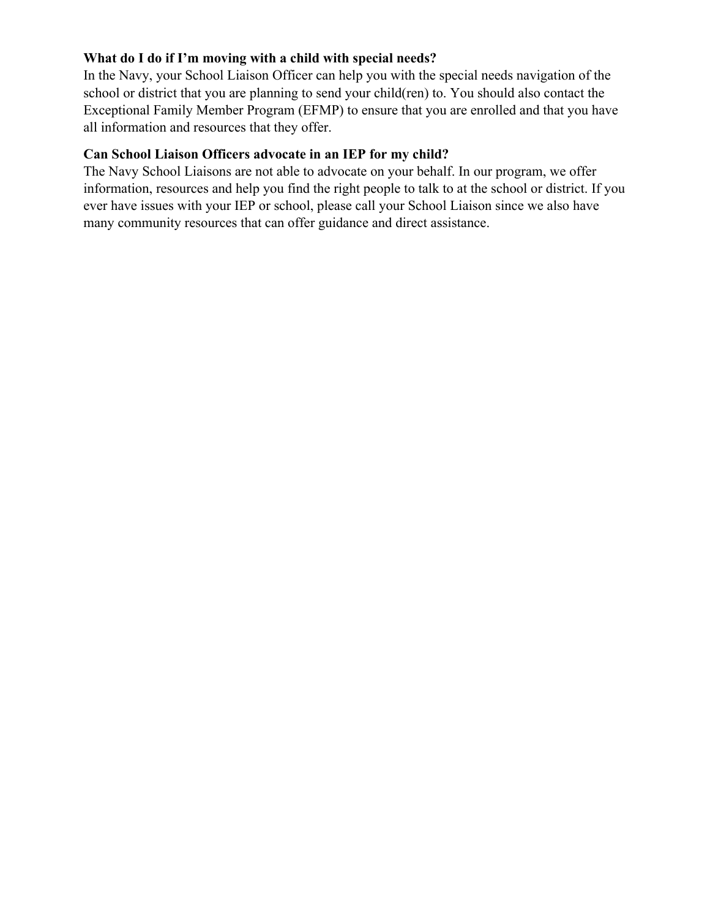**What do I do if I'm moving with a child with special needs?**
In the Navy, your School Liaison Officer can help you with the special needs navigation of the school or district that you are planning to send your child(ren) to. You should also contact the Exceptional Family Member Program (EFMP) to ensure that you are enrolled and that you have all information and resources that they offer.

**Can School Liaison Officers advocate in an IEP for my child?**
The Navy School Liaisons are not able to advocate on your behalf. In our program, we offer information, resources and help you find the right people to talk to at the school or district. If you ever have issues with your IEP or school, please call your School Liaison since we also have many community resources that can offer guidance and direct assistance.